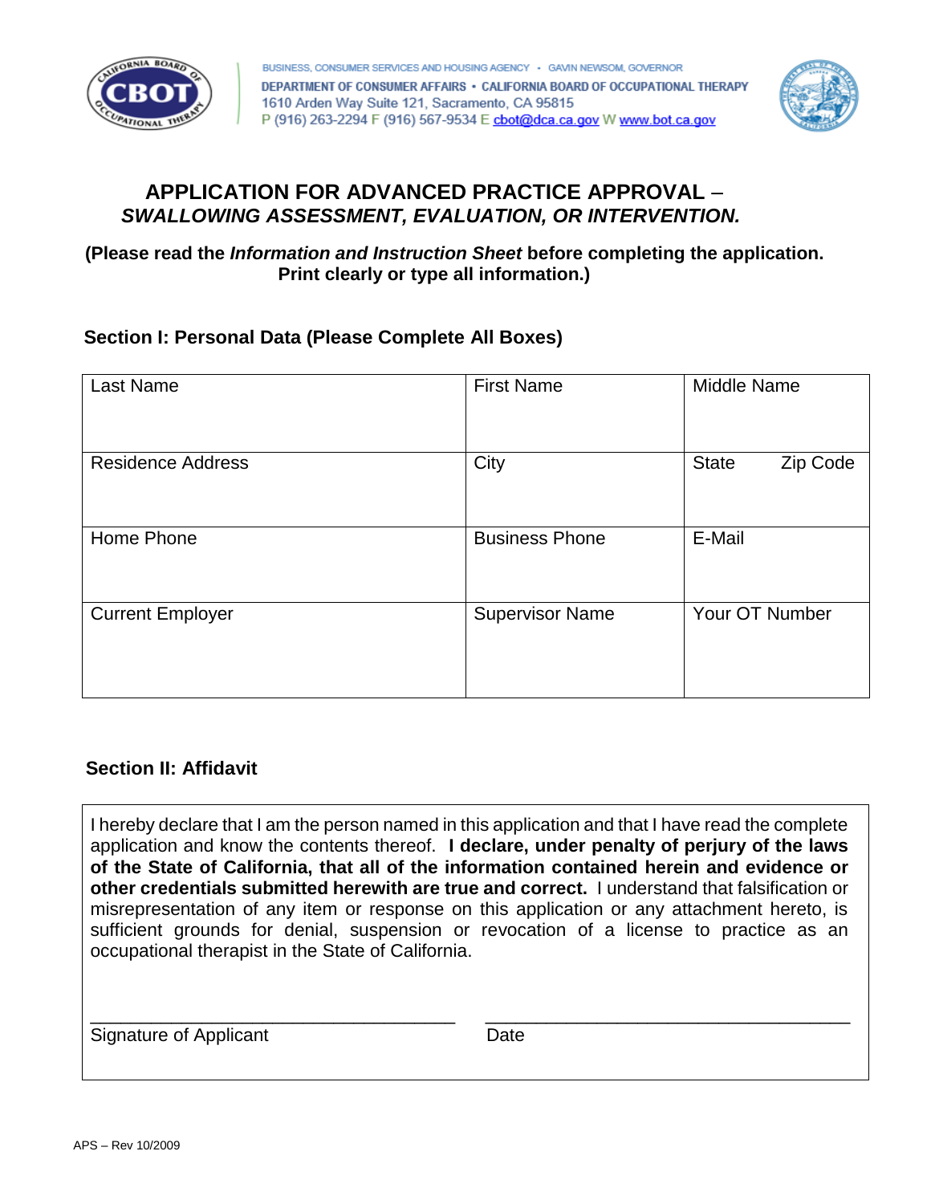BUSINESS, CONSUMER SERVICES AND HOUSING AGENCY • GAVIN NEWSOM, GOVERNOR
DEPARTMENT OF CONSUMER AFFAIRS • CALIFORNIA BOARD OF OCCUPATIONAL THERAPY
1610 Arden Way Suite 121, Sacramento, CA 95815
P (916) 263-2294 F (916) 567-9534 E cbot@dca.ca.gov W www.bot.ca.gov

# APPLICATION FOR ADVANCED PRACTICE APPROVAL – *SWALLOWING ASSESSMENT, EVALUATION, OR INTERVENTION.*

**(Please read the *Information and Instruction Sheet* before completing the application. Print clearly or type all information.)**

## Section I: Personal Data (Please Complete All Boxes)

| Last Name | First Name | Middle Name |
|---|---|---|
| Residence Address | City | State Zip Code |
| Home Phone | Business Phone | E-Mail |
| Current Employer | Supervisor Name | Your OT Number |

## Section II: Affidavit

I hereby declare that I am the person named in this application and that I have read the complete application and know the contents thereof. **I declare, under penalty of perjury of the laws of the State of California, that all of the information contained herein and evidence or other credentials submitted herewith are true and correct.** I understand that falsification or misrepresentation of any item or response on this application or any attachment hereto, is sufficient grounds for denial, suspension or revocation of a license to practice as an occupational therapist in the State of California.

_______________________________________ _______________________________________
Signature of Applicant Date

APS – Rev 10/2009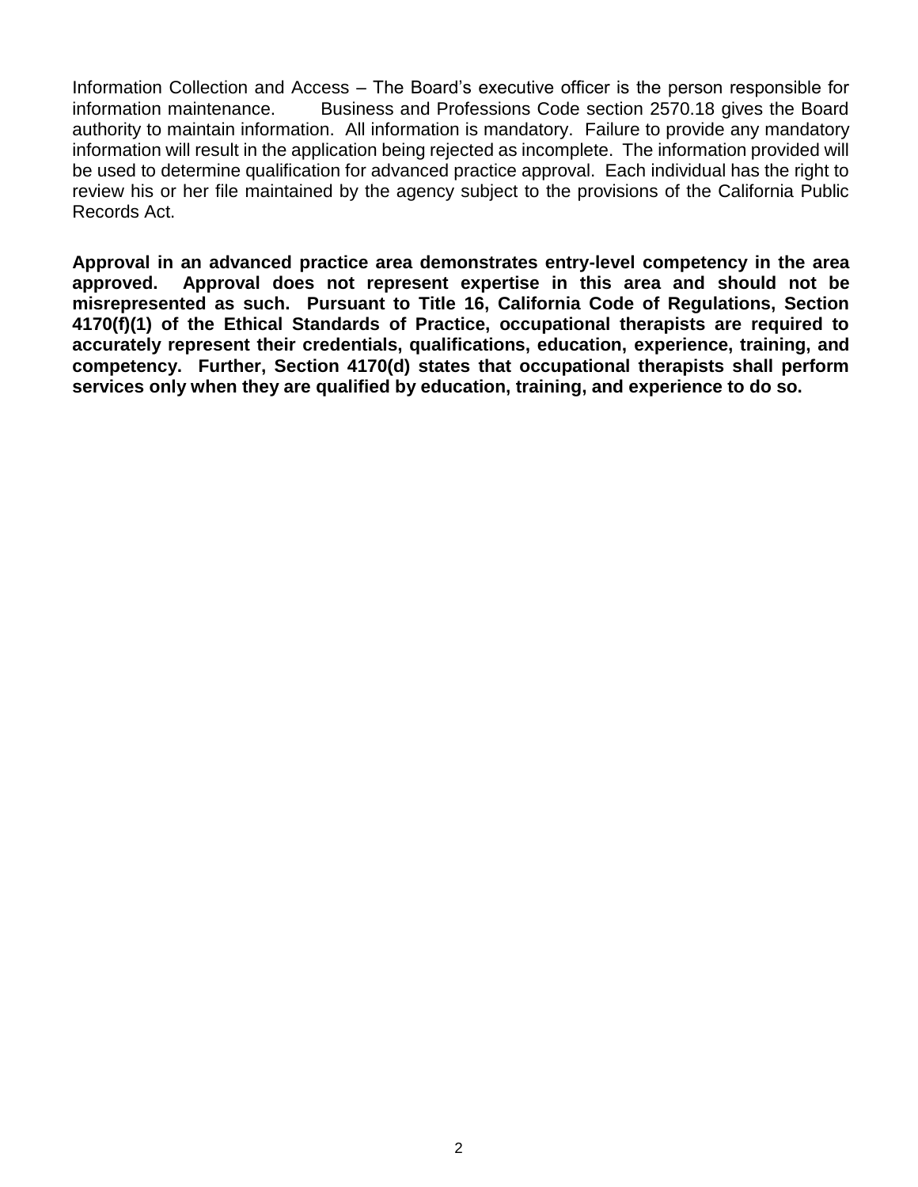Information Collection and Access – The Board's executive officer is the person responsible for information maintenance. Business and Professions Code section 2570.18 gives the Board authority to maintain information. All information is mandatory. Failure to provide any mandatory information will result in the application being rejected as incomplete. The information provided will be used to determine qualification for advanced practice approval. Each individual has the right to review his or her file maintained by the agency subject to the provisions of the California Public Records Act.

**Approval in an advanced practice area demonstrates entry-level competency in the area approved. Approval does not represent expertise in this area and should not be misrepresented as such. Pursuant to Title 16, California Code of Regulations, Section 4170(f)(1) of the Ethical Standards of Practice, occupational therapists are required to accurately represent their credentials, qualifications, education, experience, training, and competency. Further, Section 4170(d) states that occupational therapists shall perform services only when they are qualified by education, training, and experience to do so.**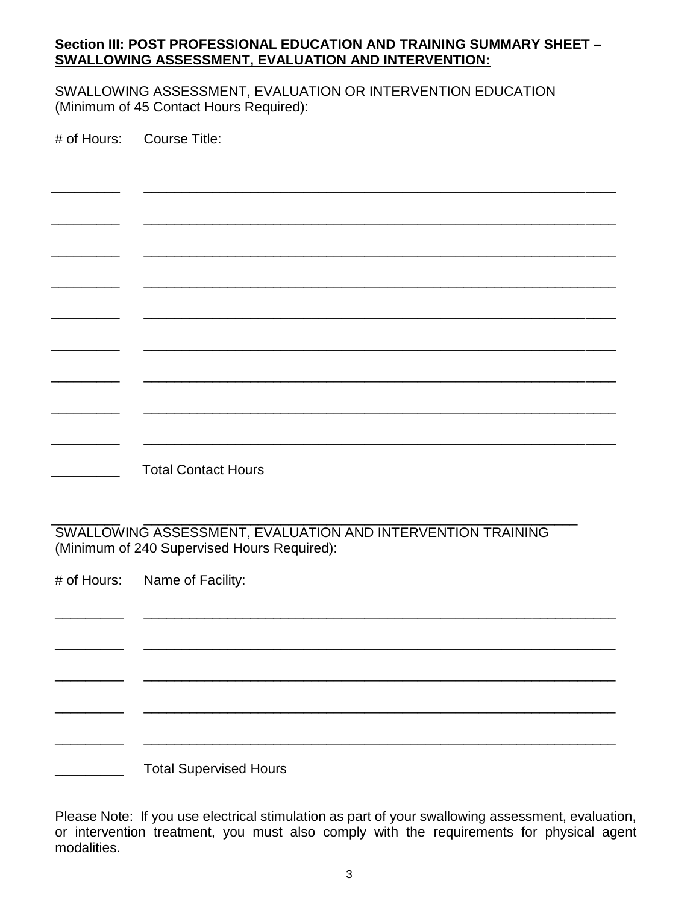**Section III: POST PROFESSIONAL EDUCATION AND TRAINING SUMMARY SHEET – SWALLOWING ASSESSMENT, EVALUATION AND INTERVENTION:**

SWALLOWING ASSESSMENT, EVALUATION OR INTERVENTION EDUCATION
(Minimum of 45 Contact Hours Required):

| # of Hours: | Course Title: |
|---|---|
| _________ | ________________________________________________________________ |
| _________ | ________________________________________________________________ |
| _________ | ________________________________________________________________ |
| _________ | ________________________________________________________________ |
| _________ | ________________________________________________________________ |
| _________ | ________________________________________________________________ |
| _________ | ________________________________________________________________ |
| _________ | ________________________________________________________________ |
| _________ | ________________________________________________________________ |
| _________ | Total Contact Hours |

SWALLOWING ASSESSMENT, EVALUATION AND INTERVENTION TRAINING
(Minimum of 240 Supervised Hours Required):

| # of Hours: | Name of Facility: |
|---|---|
| _________ | ________________________________________________________________ |
| _________ | ________________________________________________________________ |
| _________ | ________________________________________________________________ |
| _________ | ________________________________________________________________ |
| _________ | ________________________________________________________________ |
| _________ | Total Supervised Hours |

Please Note: If you use electrical stimulation as part of your swallowing assessment, evaluation, or intervention treatment, you must also comply with the requirements for physical agent modalities.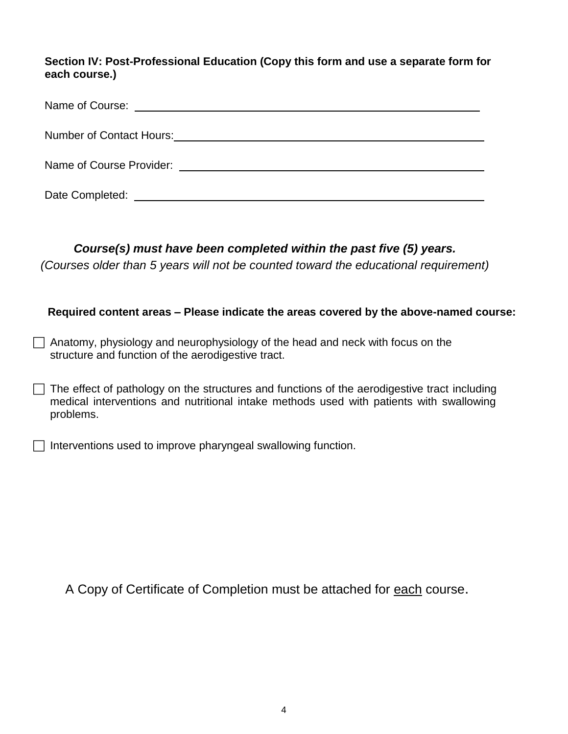**Section IV: Post-Professional Education (Copy this form and use a separate form for each course.)**

Name of Course: ______________________________________________

Number of Contact Hours: ______________________________________

Name of Course Provider: ______________________________________

Date Completed: ______________________________________________

***Course(s) must have been completed within the past five (5) years.***

*(Courses older than 5 years will not be counted toward the educational requirement)*

**Required content areas – Please indicate the areas covered by the above-named course:**

- [ ] Anatomy, physiology and neurophysiology of the head and neck with focus on the structure and function of the aerodigestive tract.
- [ ] The effect of pathology on the structures and functions of the aerodigestive tract including medical interventions and nutritional intake methods used with patients with swallowing problems.
- [ ] Interventions used to improve pharyngeal swallowing function.

A Copy of Certificate of Completion must be attached for <u>each</u> course.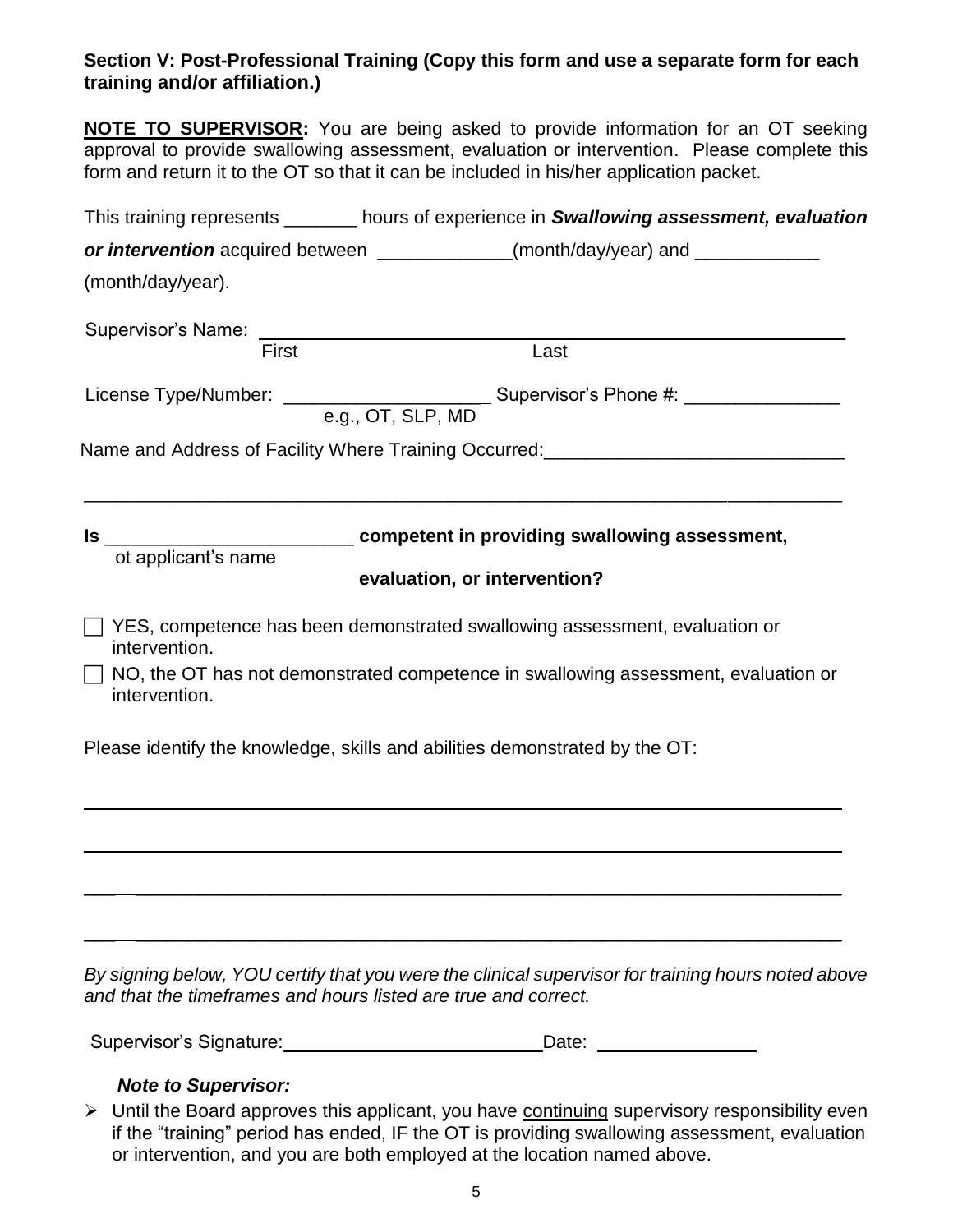**Section V: Post-Professional Training (Copy this form and use a separate form for each training and/or affiliation.)**

**<u>NOTE TO SUPERVISOR</u>:** You are being asked to provide information for an OT seeking approval to provide swallowing assessment, evaluation or intervention. Please complete this form and return it to the OT so that it can be included in his/her application packet.

This training represents _______ hours of experience in ***Swallowing assessment, evaluation or intervention*** acquired between _____________(month/day/year) and ____________ (month/day/year).

Supervisor's Name: ______________________________________________
First Last

License Type/Number: ____________________ Supervisor's Phone #: _______________
e.g., OT, SLP, MD

Name and Address of Facility Where Training Occurred:_____________________________

___________________________________________________________________________

**Is** ________________________ **competent in providing swallowing assessment, evaluation, or intervention?**
ot applicant's name

☐ YES, competence has been demonstrated swallowing assessment, evaluation or intervention.

☐ NO, the OT has not demonstrated competence in swallowing assessment, evaluation or intervention.

Please identify the knowledge, skills and abilities demonstrated by the OT:

___________________________________________________________________________

___________________________________________________________________________

___________________________________________________________________________

___________________________________________________________________________

*By signing below, YOU certify that you were the clinical supervisor for training hours noted above and that the timeframes and hours listed are true and correct.*

Supervisor's Signature:__________________________Date: ________________

***Note to Supervisor:***

- Until the Board approves this applicant, you have <u>continuing</u> supervisory responsibility even if the "training" period has ended, IF the OT is providing swallowing assessment, evaluation or intervention, and you are both employed at the location named above.